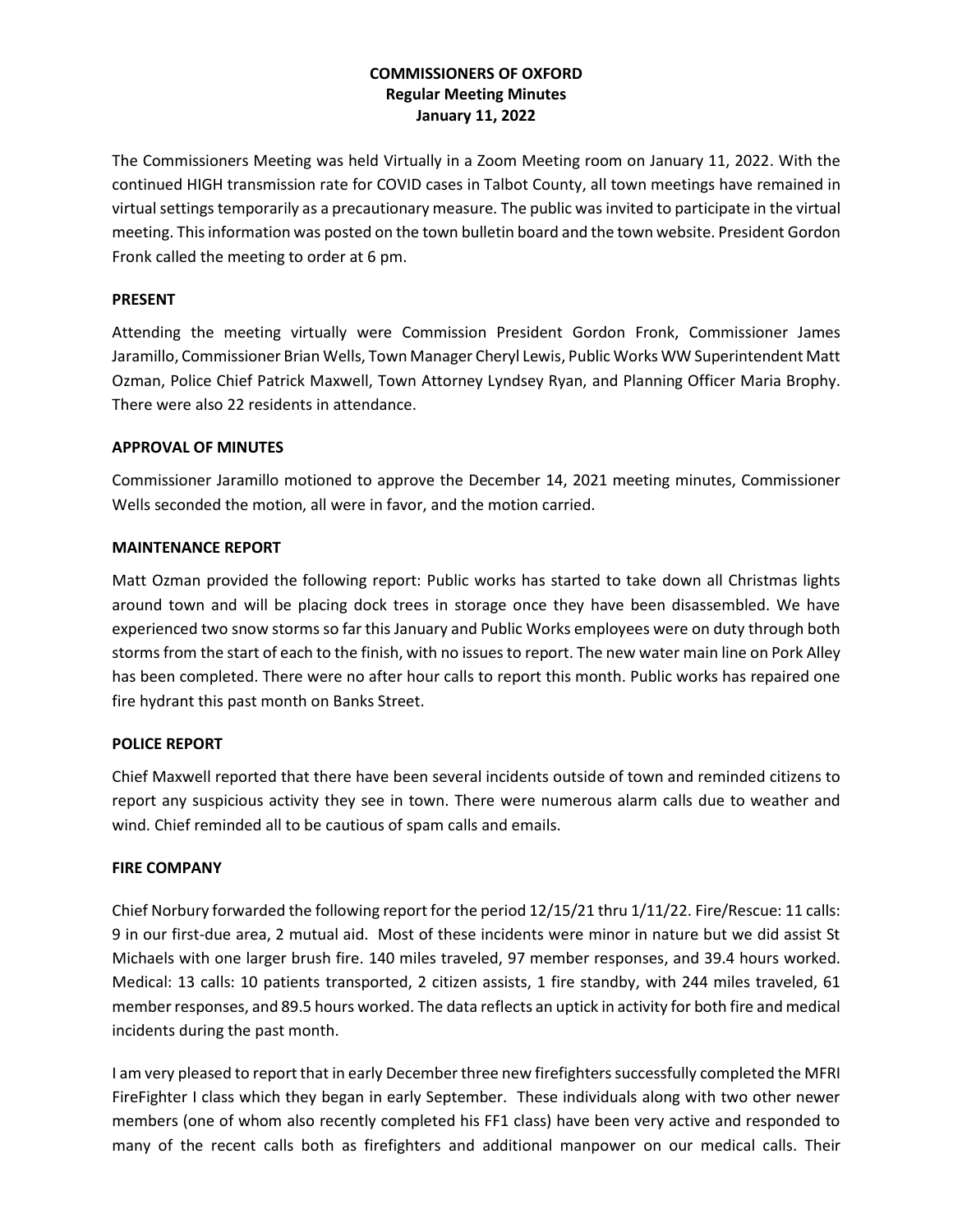# COMMISSIONERS OF OXFORD
## Regular Meeting Minutes
## January 11, 2022

The Commissioners Meeting was held Virtually in a Zoom Meeting room on January 11, 2022. With the continued HIGH transmission rate for COVID cases in Talbot County, all town meetings have remained in virtual settings temporarily as a precautionary measure. The public was invited to participate in the virtual meeting. This information was posted on the town bulletin board and the town website. President Gordon Fronk called the meeting to order at 6 pm.

### PRESENT

Attending the meeting virtually were Commission President Gordon Fronk, Commissioner James Jaramillo, Commissioner Brian Wells, Town Manager Cheryl Lewis, Public Works WW Superintendent Matt Ozman, Police Chief Patrick Maxwell, Town Attorney Lyndsey Ryan, and Planning Officer Maria Brophy. There were also 22 residents in attendance.

### APPROVAL OF MINUTES

Commissioner Jaramillo motioned to approve the December 14, 2021 meeting minutes, Commissioner Wells seconded the motion, all were in favor, and the motion carried.

### MAINTENANCE REPORT

Matt Ozman provided the following report: Public works has started to take down all Christmas lights around town and will be placing dock trees in storage once they have been disassembled. We have experienced two snow storms so far this January and Public Works employees were on duty through both storms from the start of each to the finish, with no issues to report. The new water main line on Pork Alley has been completed. There were no after hour calls to report this month. Public works has repaired one fire hydrant this past month on Banks Street.

### POLICE REPORT

Chief Maxwell reported that there have been several incidents outside of town and reminded citizens to report any suspicious activity they see in town. There were numerous alarm calls due to weather and wind. Chief reminded all to be cautious of spam calls and emails.

### FIRE COMPANY

Chief Norbury forwarded the following report for the period 12/15/21 thru 1/11/22. Fire/Rescue: 11 calls: 9 in our first-due area, 2 mutual aid. Most of these incidents were minor in nature but we did assist St Michaels with one larger brush fire. 140 miles traveled, 97 member responses, and 39.4 hours worked. Medical: 13 calls: 10 patients transported, 2 citizen assists, 1 fire standby, with 244 miles traveled, 61 member responses, and 89.5 hours worked. The data reflects an uptick in activity for both fire and medical incidents during the past month.

I am very pleased to report that in early December three new firefighters successfully completed the MFRI FireFighter I class which they began in early September. These individuals along with two other newer members (one of whom also recently completed his FF1 class) have been very active and responded to many of the recent calls both as firefighters and additional manpower on our medical calls. Their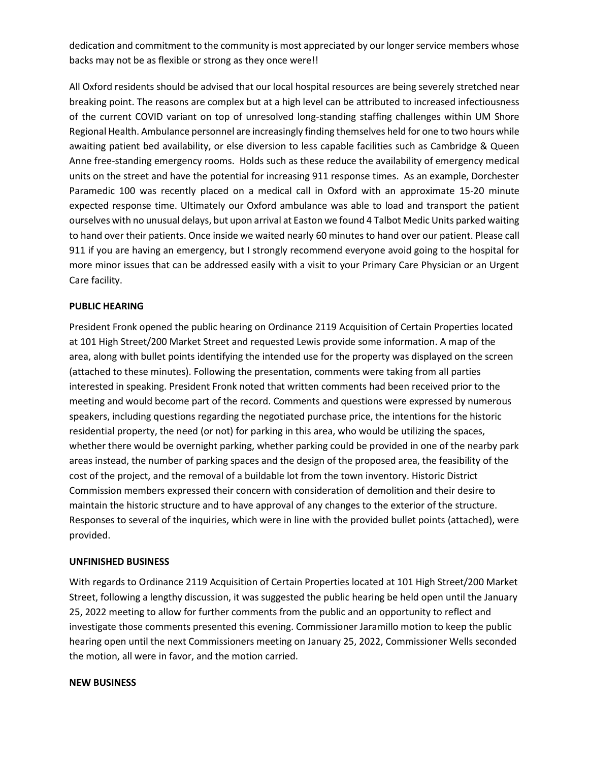dedication and commitment to the community is most appreciated by our longer service members whose backs may not be as flexible or strong as they once were!!

All Oxford residents should be advised that our local hospital resources are being severely stretched near breaking point. The reasons are complex but at a high level can be attributed to increased infectiousness of the current COVID variant on top of unresolved long-standing staffing challenges within UM Shore Regional Health. Ambulance personnel are increasingly finding themselves held for one to two hours while awaiting patient bed availability, or else diversion to less capable facilities such as Cambridge & Queen Anne free-standing emergency rooms. Holds such as these reduce the availability of emergency medical units on the street and have the potential for increasing 911 response times. As an example, Dorchester Paramedic 100 was recently placed on a medical call in Oxford with an approximate 15-20 minute expected response time. Ultimately our Oxford ambulance was able to load and transport the patient ourselves with no unusual delays, but upon arrival at Easton we found 4 Talbot Medic Units parked waiting to hand over their patients. Once inside we waited nearly 60 minutes to hand over our patient. Please call 911 if you are having an emergency, but I strongly recommend everyone avoid going to the hospital for more minor issues that can be addressed easily with a visit to your Primary Care Physician or an Urgent Care facility.

**PUBLIC HEARING**

President Fronk opened the public hearing on Ordinance 2119 Acquisition of Certain Properties located at 101 High Street/200 Market Street and requested Lewis provide some information. A map of the area, along with bullet points identifying the intended use for the property was displayed on the screen (attached to these minutes). Following the presentation, comments were taking from all parties interested in speaking. President Fronk noted that written comments had been received prior to the meeting and would become part of the record. Comments and questions were expressed by numerous speakers, including questions regarding the negotiated purchase price, the intentions for the historic residential property, the need (or not) for parking in this area, who would be utilizing the spaces, whether there would be overnight parking, whether parking could be provided in one of the nearby park areas instead, the number of parking spaces and the design of the proposed area, the feasibility of the cost of the project, and the removal of a buildable lot from the town inventory. Historic District Commission members expressed their concern with consideration of demolition and their desire to maintain the historic structure and to have approval of any changes to the exterior of the structure. Responses to several of the inquiries, which were in line with the provided bullet points (attached), were provided.

**UNFINISHED BUSINESS**

With regards to Ordinance 2119 Acquisition of Certain Properties located at 101 High Street/200 Market Street, following a lengthy discussion, it was suggested the public hearing be held open until the January 25, 2022 meeting to allow for further comments from the public and an opportunity to reflect and investigate those comments presented this evening. Commissioner Jaramillo motion to keep the public hearing open until the next Commissioners meeting on January 25, 2022, Commissioner Wells seconded the motion, all were in favor, and the motion carried.

**NEW BUSINESS**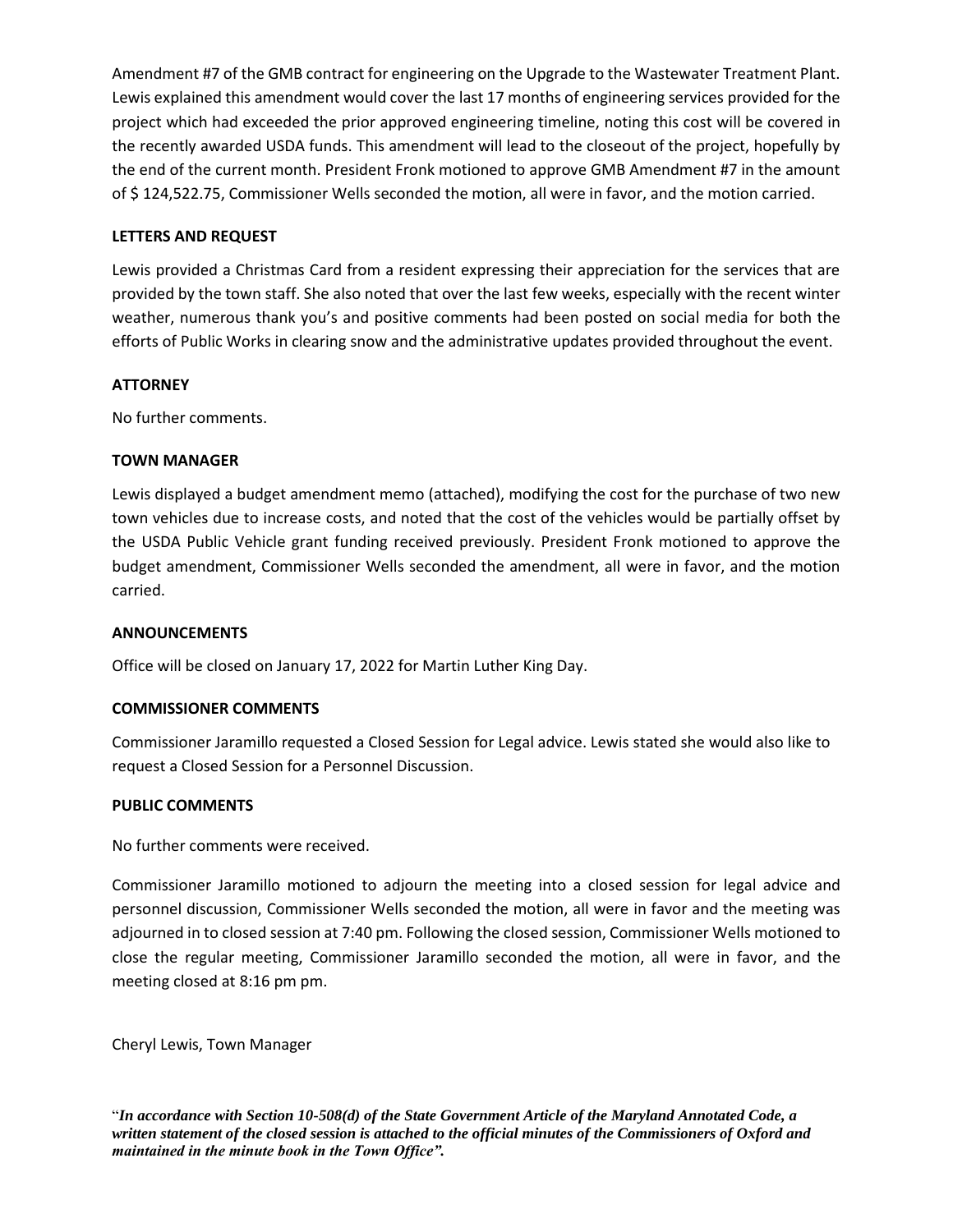Amendment #7 of the GMB contract for engineering on the Upgrade to the Wastewater Treatment Plant. Lewis explained this amendment would cover the last 17 months of engineering services provided for the project which had exceeded the prior approved engineering timeline, noting this cost will be covered in the recently awarded USDA funds. This amendment will lead to the closeout of the project, hopefully by the end of the current month. President Fronk motioned to approve GMB Amendment #7 in the amount of $ 124,522.75, Commissioner Wells seconded the motion, all were in favor, and the motion carried.

**LETTERS AND REQUEST**

Lewis provided a Christmas Card from a resident expressing their appreciation for the services that are provided by the town staff. She also noted that over the last few weeks, especially with the recent winter weather, numerous thank you's and positive comments had been posted on social media for both the efforts of Public Works in clearing snow and the administrative updates provided throughout the event.

**ATTORNEY**

No further comments.

**TOWN MANAGER**

Lewis displayed a budget amendment memo (attached), modifying the cost for the purchase of two new town vehicles due to increase costs, and noted that the cost of the vehicles would be partially offset by the USDA Public Vehicle grant funding received previously. President Fronk motioned to approve the budget amendment, Commissioner Wells seconded the amendment, all were in favor, and the motion carried.

**ANNOUNCEMENTS**

Office will be closed on January 17, 2022 for Martin Luther King Day.

**COMMISSIONER COMMENTS**

Commissioner Jaramillo requested a Closed Session for Legal advice. Lewis stated she would also like to request a Closed Session for a Personnel Discussion.

**PUBLIC COMMENTS**

No further comments were received.

Commissioner Jaramillo motioned to adjourn the meeting into a closed session for legal advice and personnel discussion, Commissioner Wells seconded the motion, all were in favor and the meeting was adjourned in to closed session at 7:40 pm. Following the closed session, Commissioner Wells motioned to close the regular meeting, Commissioner Jaramillo seconded the motion, all were in favor, and the meeting closed at 8:16 pm pm.

Cheryl Lewis, Town Manager

"***In accordance with Section 10-508(d) of the State Government Article of the Maryland Annotated Code, a written statement of the closed session is attached to the official minutes of the Commissioners of Oxford and maintained in the minute book in the Town Office".***